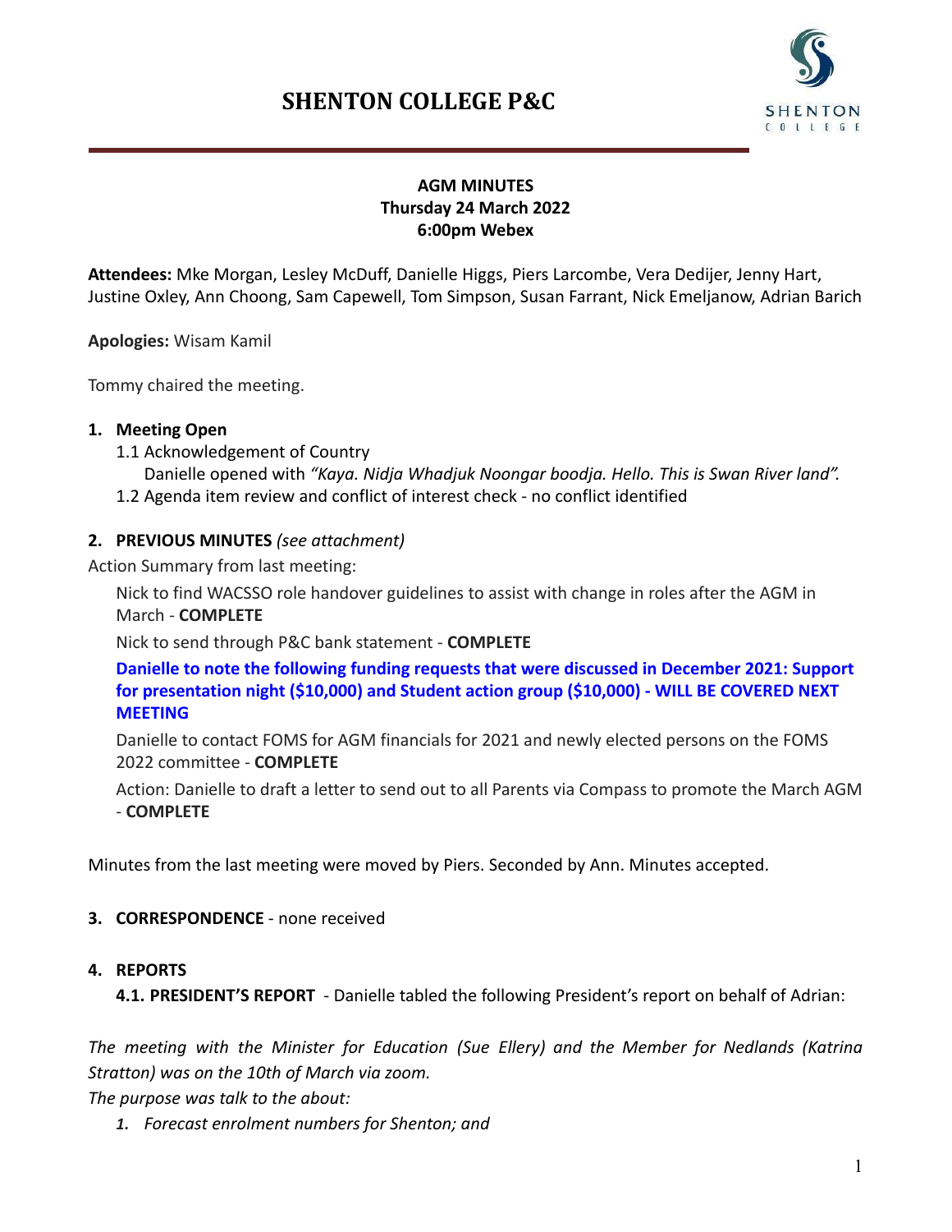# SHENTON COLLEGE P&C

**AGM MINUTES**
**Thursday 24 March 2022**
**6:00pm Webex**

**Attendees:** Mke Morgan, Lesley McDuff, Danielle Higgs, Piers Larcombe, Vera Dedijer, Jenny Hart, Justine Oxley, Ann Choong, Sam Capewell, Tom Simpson, Susan Farrant, Nick Emeljanow, Adrian Barich

**Apologies:** Wisam Kamil

Tommy chaired the meeting.

1. **Meeting Open**
   - 1.1 Acknowledgement of Country
     Danielle opened with *"Kaya. Nidja Whadjuk Noongar boodja. Hello. This is Swan River land".*
   - 1.2 Agenda item review and conflict of interest check - no conflict identified

2. **PREVIOUS MINUTES** *(see attachment)*

Action Summary from last meeting:

Nick to find WACSSO role handover guidelines to assist with change in roles after the AGM in March - **COMPLETE**

Nick to send through P&C bank statement - **COMPLETE**

**Danielle to note the following funding requests that were discussed in December 2021: Support for presentation night ($10,000) and Student action group ($10,000) - WILL BE COVERED NEXT MEETING**

Danielle to contact FOMS for AGM financials for 2021 and newly elected persons on the FOMS 2022 committee - **COMPLETE**

Action: Danielle to draft a letter to send out to all Parents via Compass to promote the March AGM - **COMPLETE**

Minutes from the last meeting were moved by Piers. Seconded by Ann. Minutes accepted.

3. **CORRESPONDENCE** - none received

4. **REPORTS**

**4.1. PRESIDENT'S REPORT** - Danielle tabled the following President's report on behalf of Adrian:

*The meeting with the Minister for Education (Sue Ellery) and the Member for Nedlands (Katrina Stratton) was on the 10th of March via zoom.*
*The purpose was talk to the about:*

1. *Forecast enrolment numbers for Shenton; and*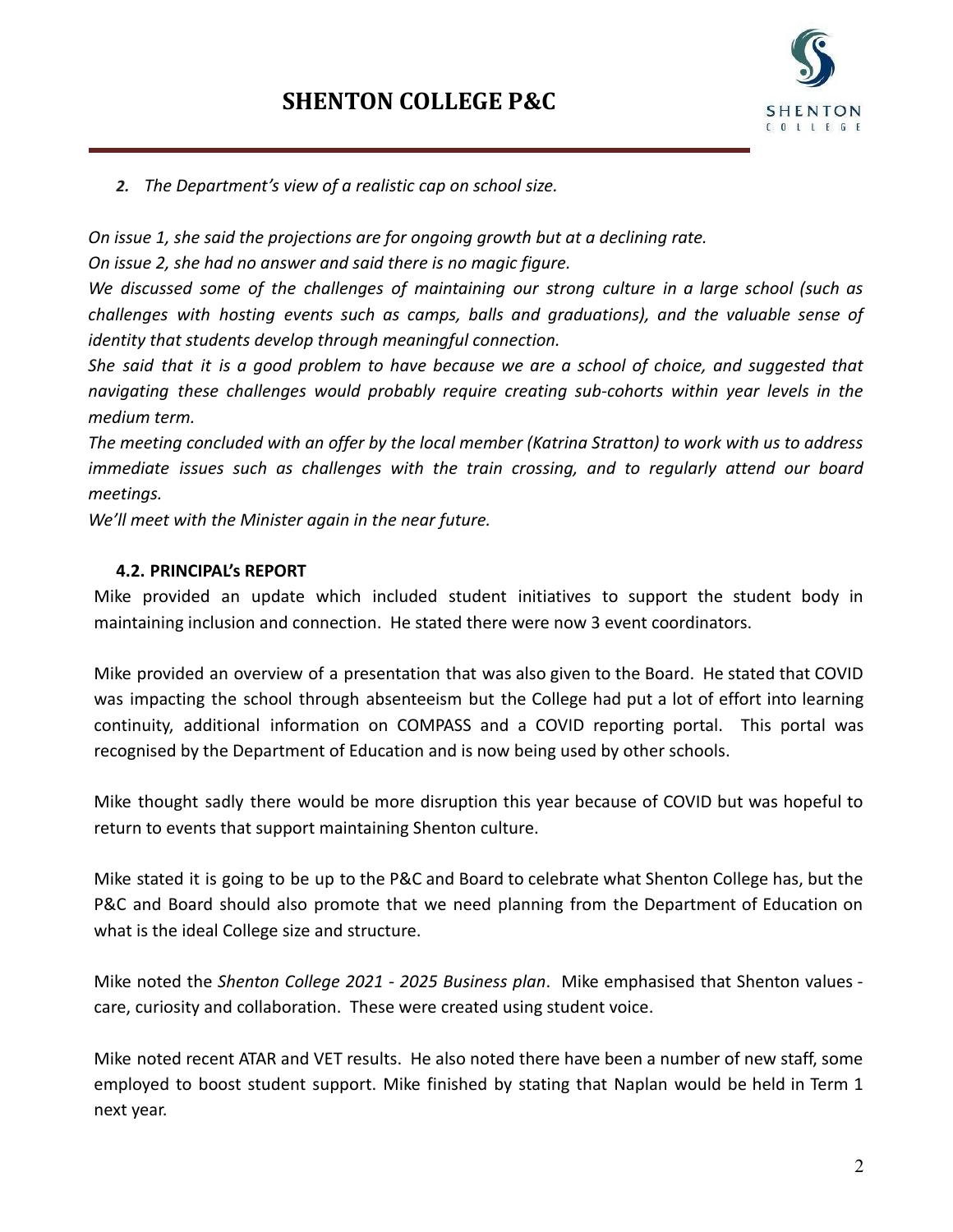*2. The Department's view of a realistic cap on school size.*

*On issue 1, she said the projections are for ongoing growth but at a declining rate.*
*On issue 2, she had no answer and said there is no magic figure.*
*We discussed some of the challenges of maintaining our strong culture in a large school (such as challenges with hosting events such as camps, balls and graduations), and the valuable sense of identity that students develop through meaningful connection.*
*She said that it is a good problem to have because we are a school of choice, and suggested that navigating these challenges would probably require creating sub-cohorts within year levels in the medium term.*
*The meeting concluded with an offer by the local member (Katrina Stratton) to work with us to address immediate issues such as challenges with the train crossing, and to regularly attend our board meetings.*
*We'll meet with the Minister again in the near future.*

### 4.2. PRINCIPAL's REPORT

Mike provided an update which included student initiatives to support the student body in maintaining inclusion and connection. He stated there were now 3 event coordinators.

Mike provided an overview of a presentation that was also given to the Board. He stated that COVID was impacting the school through absenteeism but the College had put a lot of effort into learning continuity, additional information on COMPASS and a COVID reporting portal. This portal was recognised by the Department of Education and is now being used by other schools.

Mike thought sadly there would be more disruption this year because of COVID but was hopeful to return to events that support maintaining Shenton culture.

Mike stated it is going to be up to the P&C and Board to celebrate what Shenton College has, but the P&C and Board should also promote that we need planning from the Department of Education on what is the ideal College size and structure.

Mike noted the *Shenton College 2021 - 2025 Business plan*. Mike emphasised that Shenton values - care, curiosity and collaboration. These were created using student voice.

Mike noted recent ATAR and VET results. He also noted there have been a number of new staff, some employed to boost student support. Mike finished by stating that Naplan would be held in Term 1 next year.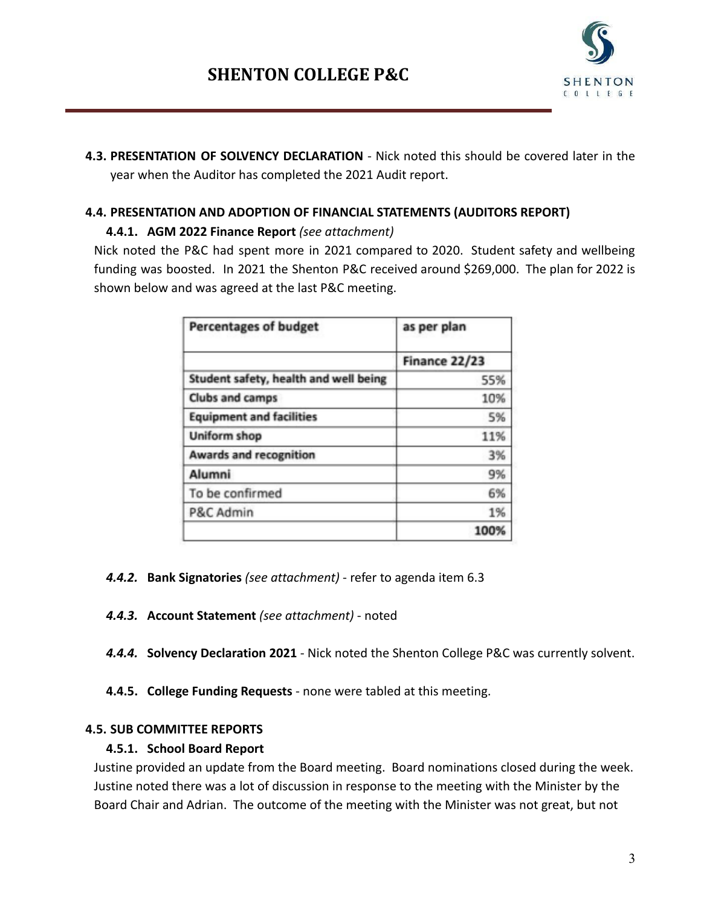**4.3. PRESENTATION OF SOLVENCY DECLARATION** - Nick noted this should be covered later in the year when the Auditor has completed the 2021 Audit report.

**4.4. PRESENTATION AND ADOPTION OF FINANCIAL STATEMENTS (AUDITORS REPORT)**

**4.4.1. AGM 2022 Finance Report** *(see attachment)*

Nick noted the P&C had spent more in 2021 compared to 2020. Student safety and wellbeing funding was boosted. In 2021 the Shenton P&C received around $269,000. The plan for 2022 is shown below and was agreed at the last P&C meeting.

| Percentages of budget | as per plan |
| --- | --- |
| | Finance 22/23 |
| Student safety, health and well being | 55% |
| Clubs and camps | 10% |
| Equipment and facilities | 5% |
| Uniform shop | 11% |
| Awards and recognition | 3% |
| Alumni | 9% |
| To be confirmed | 6% |
| P&C Admin | 1% |
| | 100% |

***4.4.2.*** **Bank Signatories** *(see attachment)* - refer to agenda item 6.3

***4.4.3.*** **Account Statement** *(see attachment)* - noted

***4.4.4.*** **Solvency Declaration 2021** - Nick noted the Shenton College P&C was currently solvent.

**4.4.5. College Funding Requests** - none were tabled at this meeting.

**4.5. SUB COMMITTEE REPORTS**

**4.5.1. School Board Report**

Justine provided an update from the Board meeting. Board nominations closed during the week. Justine noted there was a lot of discussion in response to the meeting with the Minister by the Board Chair and Adrian. The outcome of the meeting with the Minister was not great, but not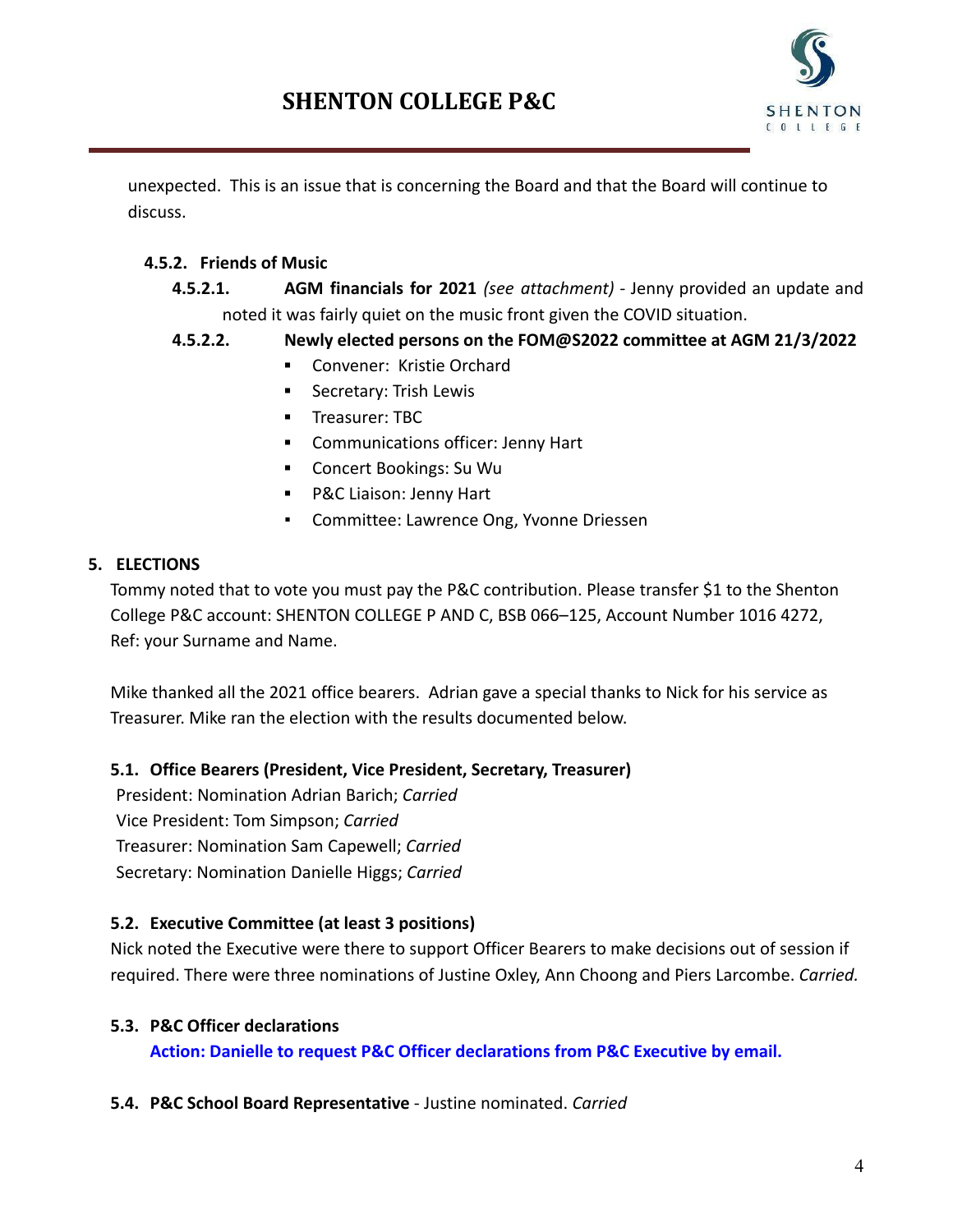unexpected. This is an issue that is concerning the Board and that the Board will continue to discuss.

#### 4.5.2. Friends of Music

**4.5.2.1. AGM financials for 2021** *(see attachment)* - Jenny provided an update and noted it was fairly quiet on the music front given the COVID situation.

**4.5.2.2. Newly elected persons on the FOM@S2022 committee at AGM 21/3/2022**

- Convener: Kristie Orchard
- Secretary: Trish Lewis
- Treasurer: TBC
- Communications officer: Jenny Hart
- Concert Bookings: Su Wu
- P&C Liaison: Jenny Hart
- Committee: Lawrence Ong, Yvonne Driessen

## 5. ELECTIONS

Tommy noted that to vote you must pay the P&C contribution. Please transfer $1 to the Shenton College P&C account: SHENTON COLLEGE P AND C, BSB 066–125, Account Number 1016 4272, Ref: your Surname and Name.

Mike thanked all the 2021 office bearers. Adrian gave a special thanks to Nick for his service as Treasurer. Mike ran the election with the results documented below.

### 5.1. Office Bearers (President, Vice President, Secretary, Treasurer)

President: Nomination Adrian Barich; *Carried*
Vice President: Tom Simpson; *Carried*
Treasurer: Nomination Sam Capewell; *Carried*
Secretary: Nomination Danielle Higgs; *Carried*

### 5.2. Executive Committee (at least 3 positions)

Nick noted the Executive were there to support Officer Bearers to make decisions out of session if required. There were three nominations of Justine Oxley, Ann Choong and Piers Larcombe. *Carried.*

### 5.3. P&C Officer declarations

**Action: Danielle to request P&C Officer declarations from P&C Executive by email.**

### 5.4. P&C School Board Representative - Justine nominated. *Carried*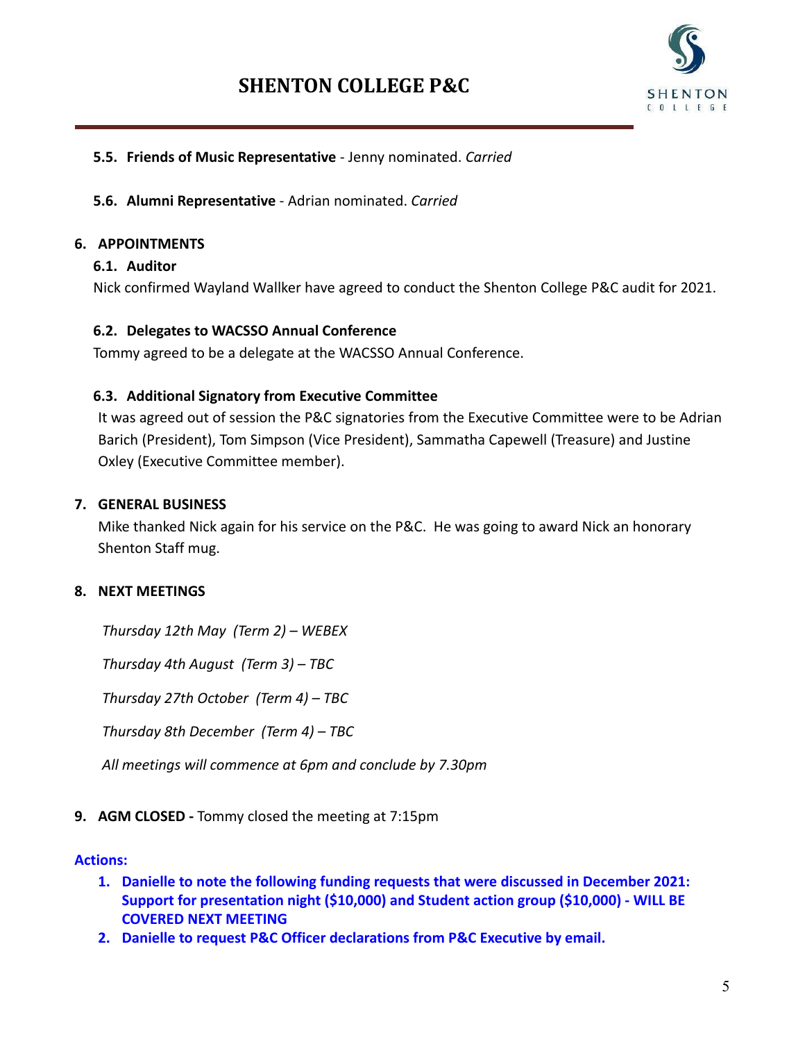# SHENTON COLLEGE P&C

**5.5. Friends of Music Representative** - Jenny nominated. *Carried*

**5.6. Alumni Representative** - Adrian nominated. *Carried*

## 6. APPOINTMENTS

### 6.1. Auditor

Nick confirmed Wayland Wallker have agreed to conduct the Shenton College P&C audit for 2021.

### 6.2. Delegates to WACSSO Annual Conference

Tommy agreed to be a delegate at the WACSSO Annual Conference.

### 6.3. Additional Signatory from Executive Committee

It was agreed out of session the P&C signatories from the Executive Committee were to be Adrian Barich (President), Tom Simpson (Vice President), Sammatha Capewell (Treasure) and Justine Oxley (Executive Committee member).

## 7. GENERAL BUSINESS

Mike thanked Nick again for his service on the P&C. He was going to award Nick an honorary Shenton Staff mug.

## 8. NEXT MEETINGS

*Thursday 12th May (Term 2) – WEBEX*

*Thursday 4th August (Term 3) – TBC*

*Thursday 27th October (Term 4) – TBC*

*Thursday 8th December (Term 4) – TBC*

*All meetings will commence at 6pm and conclude by 7.30pm*

## 9. AGM CLOSED - Tommy closed the meeting at 7:15pm

**Actions:**

1. **Danielle to note the following funding requests that were discussed in December 2021: Support for presentation night ($10,000) and Student action group ($10,000) - WILL BE COVERED NEXT MEETING**
2. **Danielle to request P&C Officer declarations from P&C Executive by email.**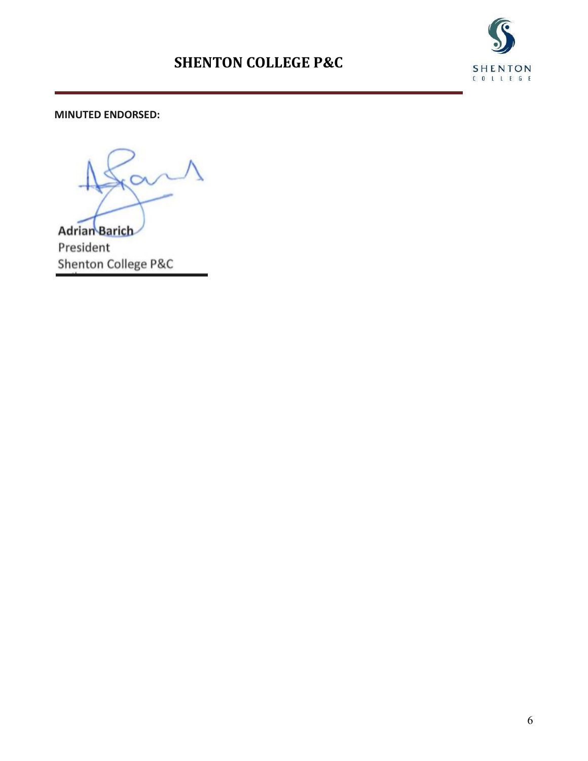**MINUTED ENDORSED:**

**Adrian Barich**
President
Shenton College P&C